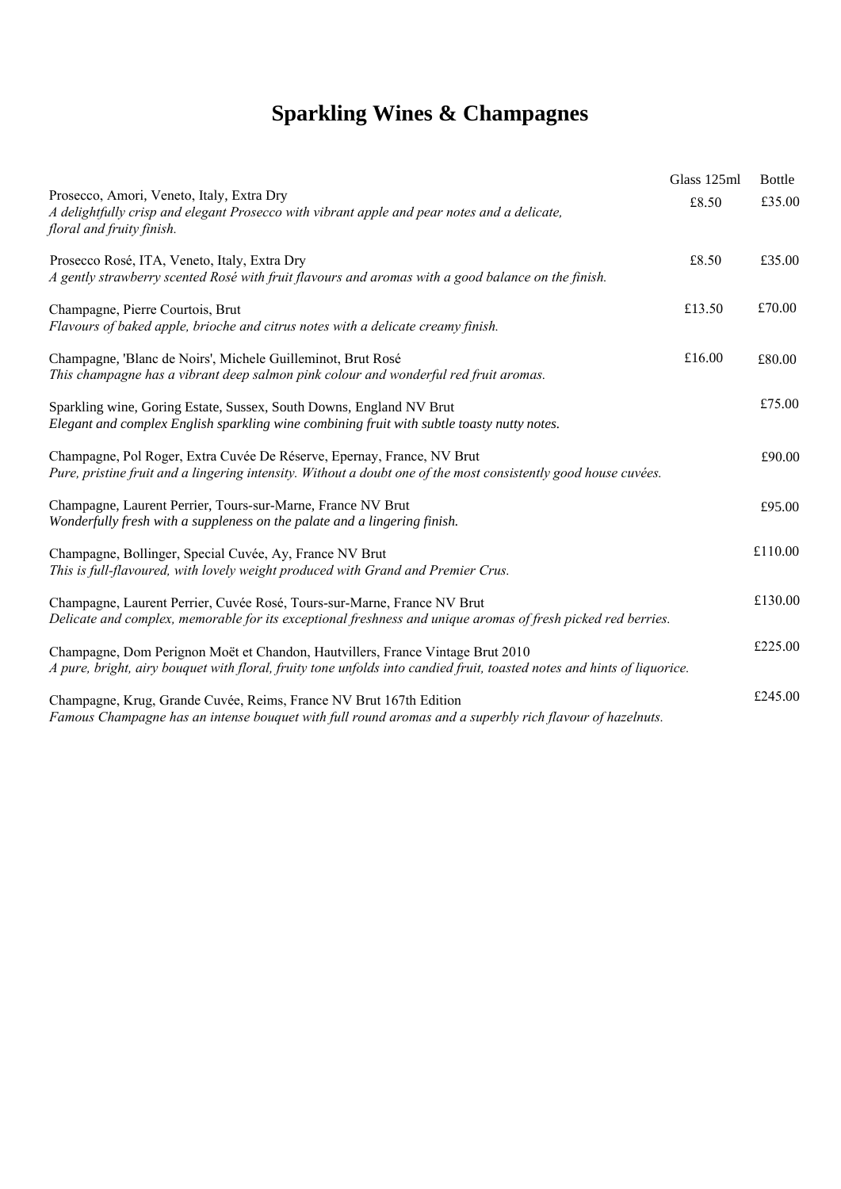# Sparkling Wines & Champagnes

| | Glass 125ml | Bottle |
|---|---|---|
| Prosecco, Amori, Veneto, Italy, Extra Dry<br>*A delightfully crisp and elegant Prosecco with vibrant apple and pear notes and a delicate, floral and fruity finish.* | £8.50 | £35.00 |
| Prosecco Rosé, ITA, Veneto, Italy, Extra Dry<br>*A gently strawberry scented Rosé with fruit flavours and aromas with a good balance on the finish.* | £8.50 | £35.00 |
| Champagne, Pierre Courtois, Brut<br>*Flavours of baked apple, brioche and citrus notes with a delicate creamy finish.* | £13.50 | £70.00 |
| Champagne, 'Blanc de Noirs', Michele Guilleminot, Brut Rosé<br>*This champagne has a vibrant deep salmon pink colour and wonderful red fruit aromas.* | £16.00 | £80.00 |
| Sparkling wine, Goring Estate, Sussex, South Downs, England NV Brut<br>*Elegant and complex English sparkling wine combining fruit with subtle toasty nutty notes.* | | £75.00 |
| Champagne, Pol Roger, Extra Cuvée De Réserve, Epernay, France, NV Brut<br>*Pure, pristine fruit and a lingering intensity. Without a doubt one of the most consistently good house cuvées.* | | £90.00 |
| Champagne, Laurent Perrier, Tours-sur-Marne, France NV Brut<br>*Wonderfully fresh with a suppleness on the palate and a lingering finish.* | | £95.00 |
| Champagne, Bollinger, Special Cuvée, Ay, France NV Brut<br>*This is full-flavoured, with lovely weight produced with Grand and Premier Crus.* | | £110.00 |
| Champagne, Laurent Perrier, Cuvée Rosé, Tours-sur-Marne, France NV Brut<br>*Delicate and complex, memorable for its exceptional freshness and unique aromas of fresh picked red berries.* | | £130.00 |
| Champagne, Dom Perignon Moët et Chandon, Hautvillers, France Vintage Brut 2010<br>*A pure, bright, airy bouquet with floral, fruity tone unfolds into candied fruit, toasted notes and hints of liquorice.* | | £225.00 |
| Champagne, Krug, Grande Cuvée, Reims, France NV Brut 167th Edition<br>*Famous Champagne has an intense bouquet with full round aromas and a superbly rich flavour of hazelnuts.* | | £245.00 |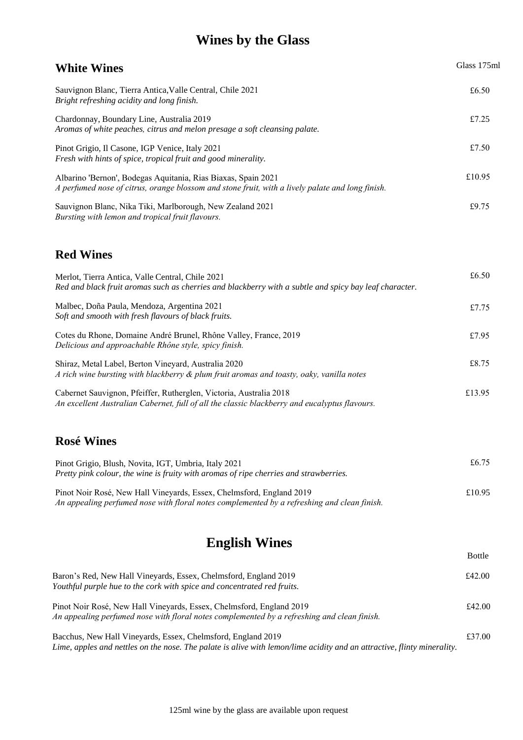# Wines by the Glass

## White Wines

Glass 175ml

Sauvignon Blanc, Tierra Antica,Valle Central, Chile 2021 — £6.50
*Bright refreshing acidity and long finish.*

Chardonnay, Boundary Line, Australia 2019 — £7.25
*Aromas of white peaches, citrus and melon presage a soft cleansing palate.*

Pinot Grigio, Il Casone, IGP Venice, Italy 2021 — £7.50
*Fresh with hints of spice, tropical fruit and good minerality.*

Albarino 'Bernon', Bodegas Aquitania, Rias Biaxas, Spain 2021 — £10.95
*A perfumed nose of citrus, orange blossom and stone fruit, with a lively palate and long finish.*

Sauvignon Blanc, Nika Tiki, Marlborough, New Zealand 2021 — £9.75
*Bursting with lemon and tropical fruit flavours.*

## Red Wines

Merlot, Tierra Antica, Valle Central, Chile 2021 — £6.50
*Red and black fruit aromas such as cherries and blackberry with a subtle and spicy bay leaf character.*

Malbec, Doña Paula, Mendoza, Argentina 2021 — £7.75
*Soft and smooth with fresh flavours of black fruits.*

Cotes du Rhone, Domaine André Brunel, Rhône Valley, France, 2019 — £7.95
*Delicious and approachable Rhône style, spicy finish.*

Shiraz, Metal Label, Berton Vineyard, Australia 2020 — £8.75
*A rich wine bursting with blackberry & plum fruit aromas and toasty, oaky, vanilla notes*

Cabernet Sauvignon, Pfeiffer, Rutherglen, Victoria, Australia 2018 — £13.95
*An excellent Australian Cabernet, full of all the classic blackberry and eucalyptus flavours.*

## Rosé Wines

Pinot Grigio, Blush, Novita, IGT, Umbria, Italy 2021 — £6.75
*Pretty pink colour, the wine is fruity with aromas of ripe cherries and strawberries.*

Pinot Noir Rosé, New Hall Vineyards, Essex, Chelmsford, England 2019 — £10.95
*An appealing perfumed nose with floral notes complemented by a refreshing and clean finish.*

# English Wines

Bottle

Baron's Red, New Hall Vineyards, Essex, Chelmsford, England 2019 — £42.00
*Youthful purple hue to the cork with spice and concentrated red fruits.*

Pinot Noir Rosé, New Hall Vineyards, Essex, Chelmsford, England 2019 — £42.00
*An appealing perfumed nose with floral notes complemented by a refreshing and clean finish.*

Bacchus, New Hall Vineyards, Essex, Chelmsford, England 2019 — £37.00
*Lime, apples and nettles on the nose. The palate is alive with lemon/lime acidity and an attractive, flinty minerality.*

125ml wine by the glass are available upon request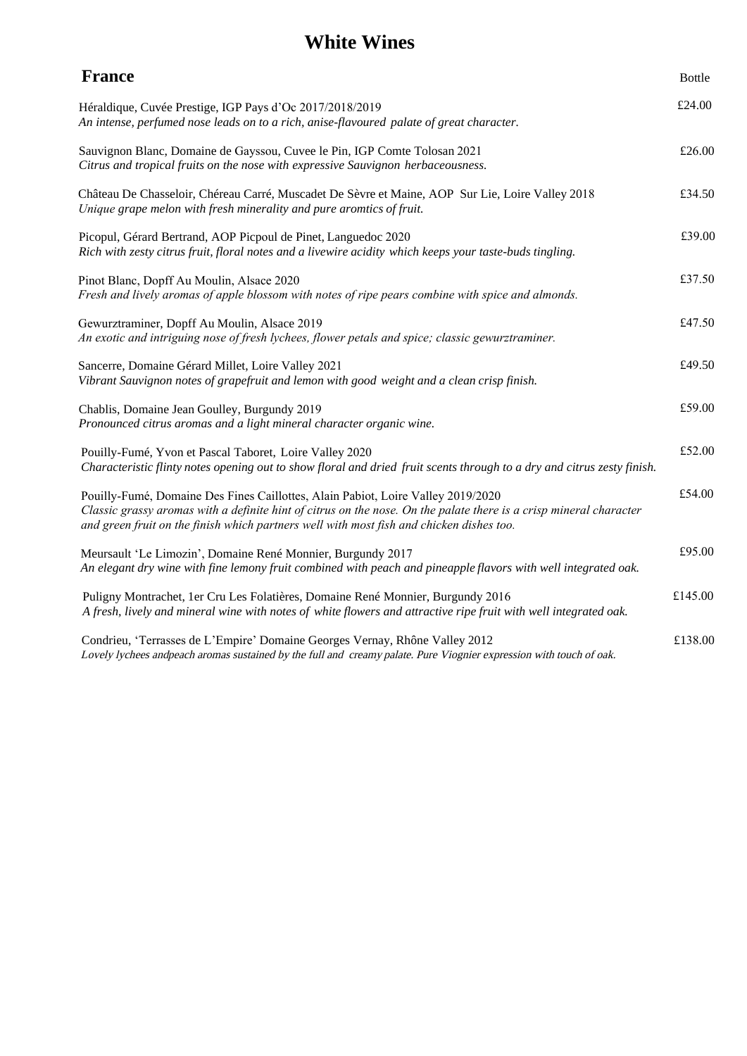# White Wines

## France

Bottle

Héraldique, Cuvée Prestige, IGP Pays d'Oc 2017/2018/2019 — £24.00
*An intense, perfumed nose leads on to a rich, anise-flavoured palate of great character.*

Sauvignon Blanc, Domaine de Gayssou, Cuvee le Pin, IGP Comte Tolosan 2021 — £26.00
*Citrus and tropical fruits on the nose with expressive Sauvignon herbaceousness.*

Château De Chasseloir, Chéreau Carré, Muscadet De Sèvre et Maine, AOP Sur Lie, Loire Valley 2018 — £34.50
*Unique grape melon with fresh minerality and pure aromtics of fruit.*

Picopul, Gérard Bertrand, AOP Picpoul de Pinet, Languedoc 2020 — £39.00
*Rich with zesty citrus fruit, floral notes and a livewire acidity which keeps your taste-buds tingling.*

Pinot Blanc, Dopff Au Moulin, Alsace 2020 — £37.50
*Fresh and lively aromas of apple blossom with notes of ripe pears combine with spice and almonds.*

Gewurztraminer, Dopff Au Moulin, Alsace 2019 — £47.50
*An exotic and intriguing nose of fresh lychees, flower petals and spice; classic gewurztraminer.*

Sancerre, Domaine Gérard Millet, Loire Valley 2021 — £49.50
*Vibrant Sauvignon notes of grapefruit and lemon with good weight and a clean crisp finish.*

Chablis, Domaine Jean Goulley, Burgundy 2019 — £59.00
*Pronounced citrus aromas and a light mineral character organic wine.*

Pouilly-Fumé, Yvon et Pascal Taboret, Loire Valley 2020 — £52.00
*Characteristic flinty notes opening out to show floral and dried fruit scents through to a dry and citrus zesty finish.*

Pouilly-Fumé, Domaine Des Fines Caillottes, Alain Pabiot, Loire Valley 2019/2020 — £54.00
*Classic grassy aromas with a definite hint of citrus on the nose. On the palate there is a crisp mineral character and green fruit on the finish which partners well with most fish and chicken dishes too.*

Meursault 'Le Limozin', Domaine René Monnier, Burgundy 2017 — £95.00
*An elegant dry wine with fine lemony fruit combined with peach and pineapple flavors with well integrated oak.*

Puligny Montrachet, 1er Cru Les Folatières, Domaine René Monnier, Burgundy 2016 — £145.00
*A fresh, lively and mineral wine with notes of white flowers and attractive ripe fruit with well integrated oak.*

Condrieu, 'Terrasses de L'Empire' Domaine Georges Vernay, Rhône Valley 2012 — £138.00
*Lovely lychees andpeach aromas sustained by the full and creamy palate. Pure Viognier expression with touch of oak.*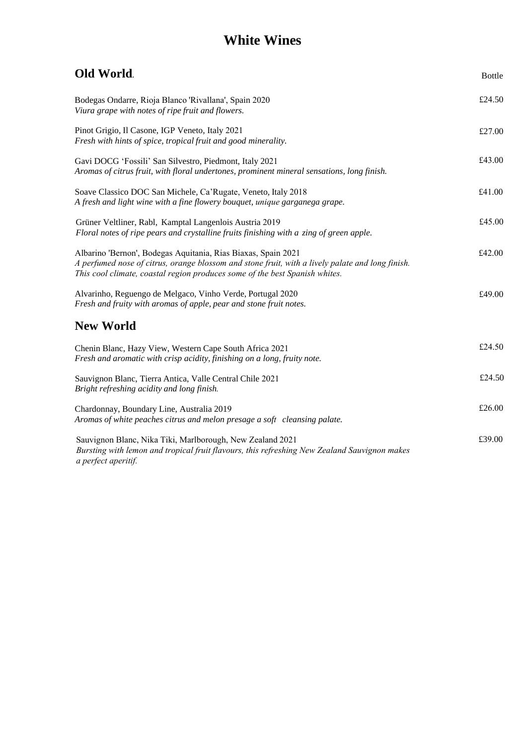# White Wines

## Old World.

| | Bottle |
|---|---|
| Bodegas Ondarre, Rioja Blanco 'Rivallana', Spain 2020<br>*Viura grape with notes of ripe fruit and flowers.* | £24.50 |
| Pinot Grigio, Il Casone, IGP Veneto, Italy 2021<br>*Fresh with hints of spice, tropical fruit and good minerality.* | £27.00 |
| Gavi DOCG 'Fossili' San Silvestro, Piedmont, Italy 2021<br>*Aromas of citrus fruit, with floral undertones, prominent mineral sensations, long finish.* | £43.00 |
| Soave Classico DOC San Michele, Ca'Rugate, Veneto, Italy 2018<br>*A fresh and light wine with a fine flowery bouquet, unique garganega grape.* | £41.00 |
| Grüner Veltliner, Rabl, Kamptal Langenlois Austria 2019<br>*Floral notes of ripe pears and crystalline fruits finishing with a zing of green apple.* | £45.00 |
| Albarino 'Bernon', Bodegas Aquitania, Rias Biaxas, Spain 2021<br>*A perfumed nose of citrus, orange blossom and stone fruit, with a lively palate and long finish. This cool climate, coastal region produces some of the best Spanish whites.* | £42.00 |
| Alvarinho, Reguengo de Melgaco, Vinho Verde, Portugal 2020<br>*Fresh and fruity with aromas of apple, pear and stone fruit notes.* | £49.00 |

## New World

| | |
|---|---|
| Chenin Blanc, Hazy View, Western Cape South Africa 2021<br>*Fresh and aromatic with crisp acidity, finishing on a long, fruity note.* | £24.50 |
| Sauvignon Blanc, Tierra Antica, Valle Central Chile 2021<br>*Bright refreshing acidity and long finish.* | £24.50 |
| Chardonnay, Boundary Line, Australia 2019<br>*Aromas of white peaches citrus and melon presage a soft cleansing palate.* | £26.00 |
| Sauvignon Blanc, Nika Tiki, Marlborough, New Zealand 2021<br>*Bursting with lemon and tropical fruit flavours, this refreshing New Zealand Sauvignon makes a perfect aperitif.* | £39.00 |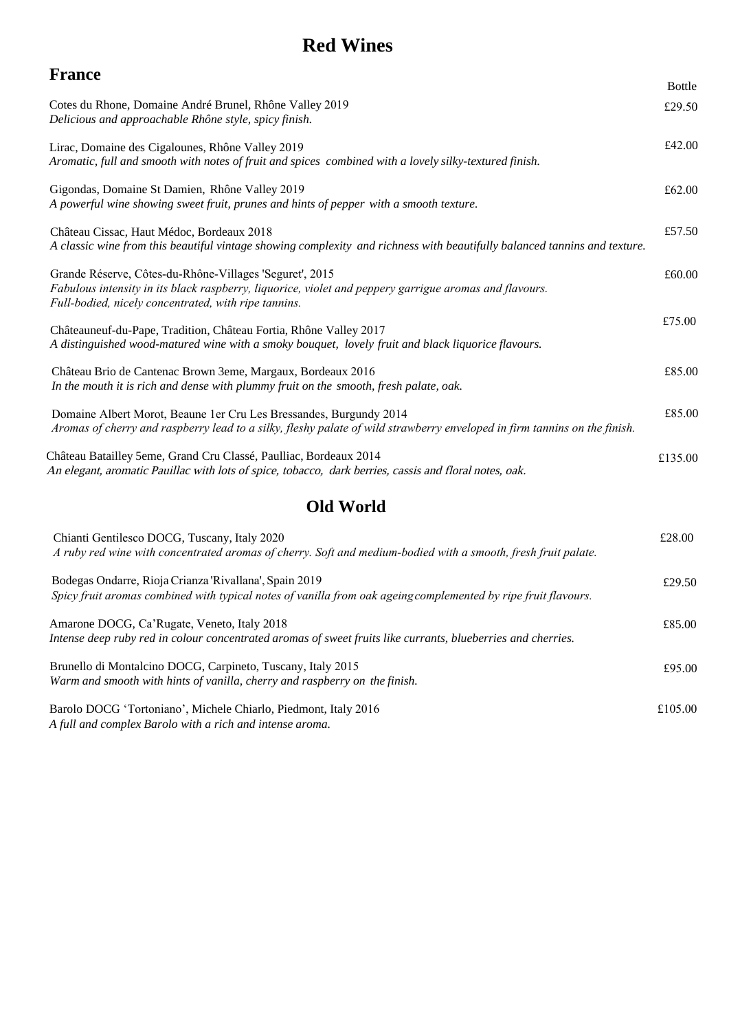# Red Wines

## France

Bottle

Cotes du Rhone, Domaine André Brunel, Rhône Valley 2019 — £29.50
*Delicious and approachable Rhône style, spicy finish.*

Lirac, Domaine des Cigalounes, Rhône Valley 2019 — £42.00
*Aromatic, full and smooth with notes of fruit and spices combined with a lovely silky-textured finish.*

Gigondas, Domaine St Damien, Rhône Valley 2019 — £62.00
*A powerful wine showing sweet fruit, prunes and hints of pepper with a smooth texture.*

Château Cissac, Haut Médoc, Bordeaux 2018 — £57.50
*A classic wine from this beautiful vintage showing complexity and richness with beautifully balanced tannins and texture.*

Grande Réserve, Côtes-du-Rhône-Villages 'Seguret', 2015 — £60.00
*Fabulous intensity in its black raspberry, liquorice, violet and peppery garrigue aromas and flavours. Full-bodied, nicely concentrated, with ripe tannins.*

Châteauneuf-du-Pape, Tradition, Château Fortia, Rhône Valley 2017 — £75.00
*A distinguished wood-matured wine with a smoky bouquet, lovely fruit and black liquorice flavours.*

Château Brio de Cantenac Brown 3eme, Margaux, Bordeaux 2016 — £85.00
*In the mouth it is rich and dense with plummy fruit on the smooth, fresh palate, oak.*

Domaine Albert Morot, Beaune 1er Cru Les Bressandes, Burgundy 2014 — £85.00
*Aromas of cherry and raspberry lead to a silky, fleshy palate of wild strawberry enveloped in firm tannins on the finish.*

Château Batailley 5eme, Grand Cru Classé, Paulliac, Bordeaux 2014 — £135.00
*An elegant, aromatic Pauillac with lots of spice, tobacco, dark berries, cassis and floral notes, oak.*

## Old World

Chianti Gentilesco DOCG, Tuscany, Italy 2020 — £28.00
*A ruby red wine with concentrated aromas of cherry. Soft and medium-bodied with a smooth, fresh fruit palate.*

Bodegas Ondarre, Rioja Crianza 'Rivallana', Spain 2019 — £29.50
*Spicy fruit aromas combined with typical notes of vanilla from oak ageing complemented by ripe fruit flavours.*

Amarone DOCG, Ca'Rugate, Veneto, Italy 2018 — £85.00
*Intense deep ruby red in colour concentrated aromas of sweet fruits like currants, blueberries and cherries.*

Brunello di Montalcino DOCG, Carpineto, Tuscany, Italy 2015 — £95.00
*Warm and smooth with hints of vanilla, cherry and raspberry on the finish.*

Barolo DOCG 'Tortoniano', Michele Chiarlo, Piedmont, Italy 2016 — £105.00
*A full and complex Barolo with a rich and intense aroma.*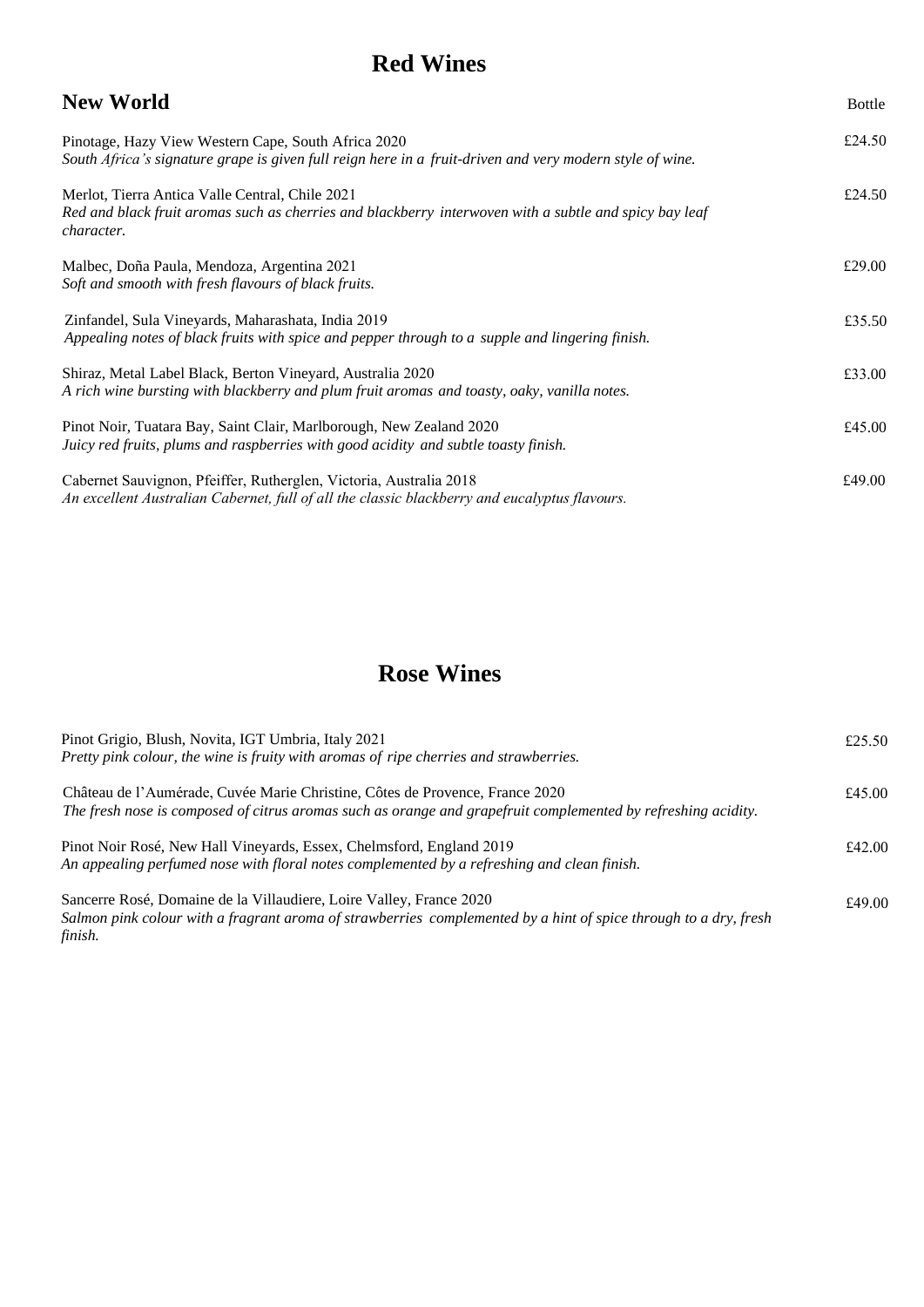# Red Wines

## New World

Bottle

Pinotage, Hazy View Western Cape, South Africa 2020 — £24.50
*South Africa's signature grape is given full reign here in a fruit-driven and very modern style of wine.*

Merlot, Tierra Antica Valle Central, Chile 2021 — £24.50
*Red and black fruit aromas such as cherries and blackberry interwoven with a subtle and spicy bay leaf character.*

Malbec, Doña Paula, Mendoza, Argentina 2021 — £29.00
*Soft and smooth with fresh flavours of black fruits.*

Zinfandel, Sula Vineyards, Maharashata, India 2019 — £35.50
*Appealing notes of black fruits with spice and pepper through to a supple and lingering finish.*

Shiraz, Metal Label Black, Berton Vineyard, Australia 2020 — £33.00
*A rich wine bursting with blackberry and plum fruit aromas and toasty, oaky, vanilla notes.*

Pinot Noir, Tuatara Bay, Saint Clair, Marlborough, New Zealand 2020 — £45.00
*Juicy red fruits, plums and raspberries with good acidity and subtle toasty finish.*

Cabernet Sauvignon, Pfeiffer, Rutherglen, Victoria, Australia 2018 — £49.00
*An excellent Australian Cabernet, full of all the classic blackberry and eucalyptus flavours.*

# Rose Wines

Pinot Grigio, Blush, Novita, IGT Umbria, Italy 2021 — £25.50
*Pretty pink colour, the wine is fruity with aromas of ripe cherries and strawberries.*

Château de l'Aumérade, Cuvée Marie Christine, Côtes de Provence, France 2020 — £45.00
*The fresh nose is composed of citrus aromas such as orange and grapefruit complemented by refreshing acidity.*

Pinot Noir Rosé, New Hall Vineyards, Essex, Chelmsford, England 2019 — £42.00
*An appealing perfumed nose with floral notes complemented by a refreshing and clean finish.*

Sancerre Rosé, Domaine de la Villaudiere, Loire Valley, France 2020 — £49.00
*Salmon pink colour with a fragrant aroma of strawberries complemented by a hint of spice through to a dry, fresh finish.*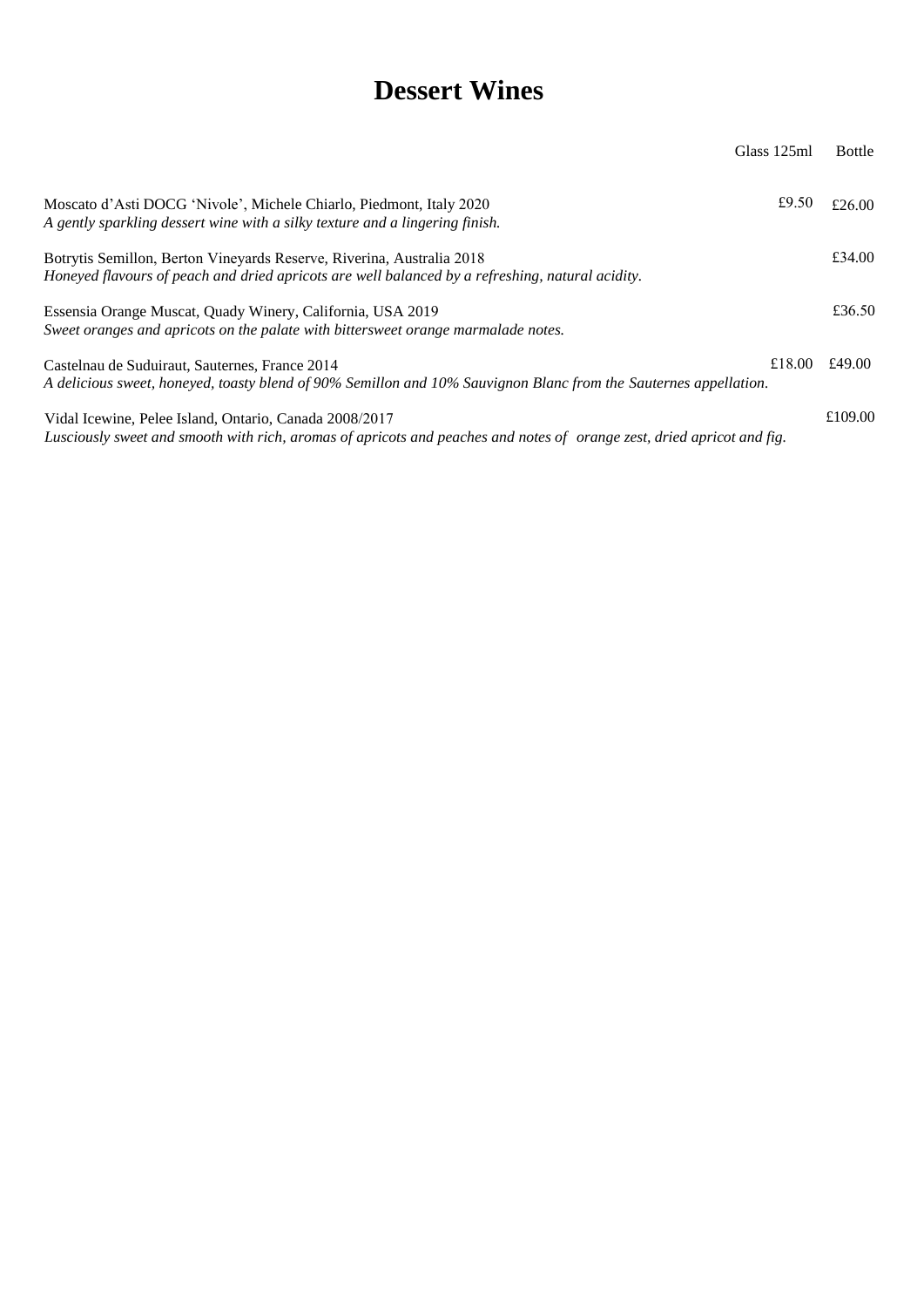# Dessert Wines

| | Glass 125ml | Bottle |
|---|---|---|
| Moscato d'Asti DOCG 'Nivole', Michele Chiarlo, Piedmont, Italy 2020<br>*A gently sparkling dessert wine with a silky texture and a lingering finish.* | £9.50 | £26.00 |
| Botrytis Semillon, Berton Vineyards Reserve, Riverina, Australia 2018<br>*Honeyed flavours of peach and dried apricots are well balanced by a refreshing, natural acidity.* | | £34.00 |
| Essensia Orange Muscat, Quady Winery, California, USA 2019<br>*Sweet oranges and apricots on the palate with bittersweet orange marmalade notes.* | | £36.50 |
| Castelnau de Suduiraut, Sauternes, France 2014<br>*A delicious sweet, honeyed, toasty blend of 90% Semillon and 10% Sauvignon Blanc from the Sauternes appellation.* | £18.00 | £49.00 |
| Vidal Icewine, Pelee Island, Ontario, Canada 2008/2017<br>*Lusciously sweet and smooth with rich, aromas of apricots and peaches and notes of orange zest, dried apricot and fig.* | | £109.00 |